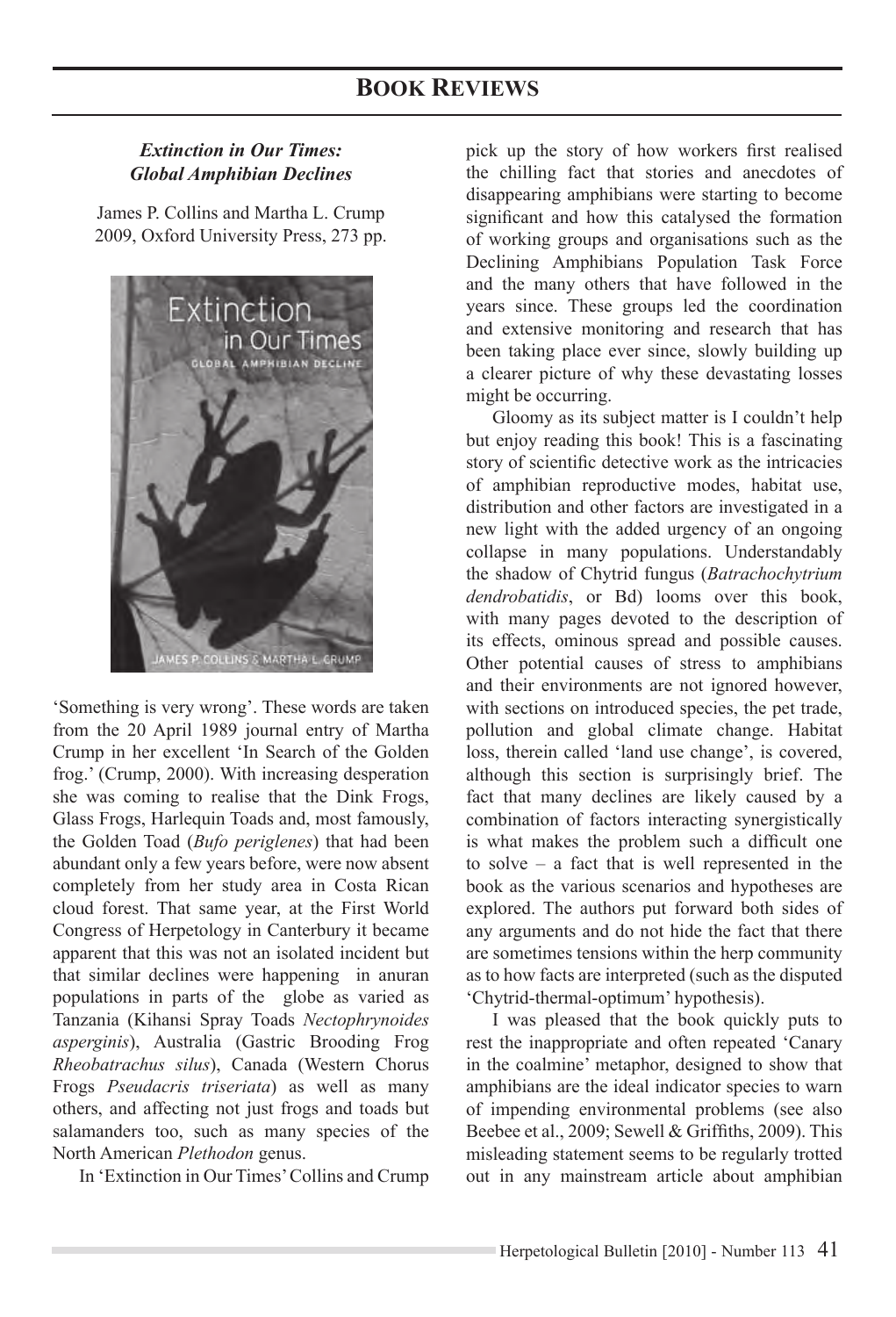# BOOK REVIEWS

***Extinction in Our Times: Global Amphibian Declines***

James P. Collins and Martha L. Crump
2009, Oxford University Press, 273 pp.

'Something is very wrong'. These words are taken from the 20 April 1989 journal entry of Martha Crump in her excellent 'In Search of the Golden frog.' (Crump, 2000). With increasing desperation she was coming to realise that the Dink Frogs, Glass Frogs, Harlequin Toads and, most famously, the Golden Toad (*Bufo periglenes*) that had been abundant only a few years before, were now absent completely from her study area in Costa Rican cloud forest. That same year, at the First World Congress of Herpetology in Canterbury it became apparent that this was not an isolated incident but that similar declines were happening in anuran populations in parts of the globe as varied as Tanzania (Kihansi Spray Toads *Nectophrynoides asperginis*), Australia (Gastric Brooding Frog *Rheobatrachus silus*), Canada (Western Chorus Frogs *Pseudacris triseriata*) as well as many others, and affecting not just frogs and toads but salamanders too, such as many species of the North American *Plethodon* genus.

In 'Extinction in Our Times' Collins and Crump pick up the story of how workers first realised the chilling fact that stories and anecdotes of disappearing amphibians were starting to become significant and how this catalysed the formation of working groups and organisations such as the Declining Amphibians Population Task Force and the many others that have followed in the years since. These groups led the coordination and extensive monitoring and research that has been taking place ever since, slowly building up a clearer picture of why these devastating losses might be occurring.

Gloomy as its subject matter is I couldn't help but enjoy reading this book! This is a fascinating story of scientific detective work as the intricacies of amphibian reproductive modes, habitat use, distribution and other factors are investigated in a new light with the added urgency of an ongoing collapse in many populations. Understandably the shadow of Chytrid fungus (*Batrachochytrium dendrobatidis*, or Bd) looms over this book, with many pages devoted to the description of its effects, ominous spread and possible causes. Other potential causes of stress to amphibians and their environments are not ignored however, with sections on introduced species, the pet trade, pollution and global climate change. Habitat loss, therein called 'land use change', is covered, although this section is surprisingly brief. The fact that many declines are likely caused by a combination of factors interacting synergistically is what makes the problem such a difficult one to solve – a fact that is well represented in the book as the various scenarios and hypotheses are explored. The authors put forward both sides of any arguments and do not hide the fact that there are sometimes tensions within the herp community as to how facts are interpreted (such as the disputed 'Chytrid-thermal-optimum' hypothesis).

I was pleased that the book quickly puts to rest the inappropriate and often repeated 'Canary in the coalmine' metaphor, designed to show that amphibians are the ideal indicator species to warn of impending environmental problems (see also Beebee et al., 2009; Sewell & Griffiths, 2009). This misleading statement seems to be regularly trotted out in any mainstream article about amphibian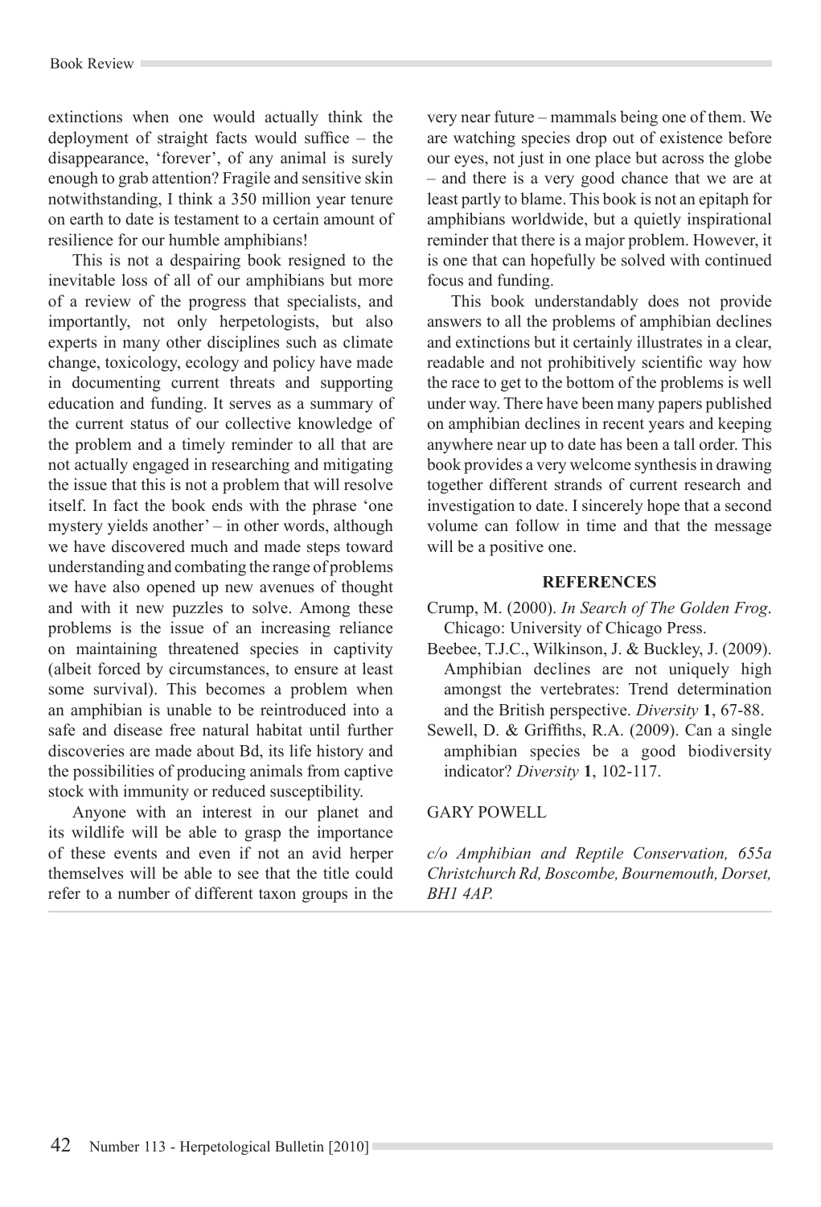extinctions when one would actually think the deployment of straight facts would suffice – the disappearance, 'forever', of any animal is surely enough to grab attention? Fragile and sensitive skin notwithstanding, I think a 350 million year tenure on earth to date is testament to a certain amount of resilience for our humble amphibians!

This is not a despairing book resigned to the inevitable loss of all of our amphibians but more of a review of the progress that specialists, and importantly, not only herpetologists, but also experts in many other disciplines such as climate change, toxicology, ecology and policy have made in documenting current threats and supporting education and funding. It serves as a summary of the current status of our collective knowledge of the problem and a timely reminder to all that are not actually engaged in researching and mitigating the issue that this is not a problem that will resolve itself. In fact the book ends with the phrase 'one mystery yields another' – in other words, although we have discovered much and made steps toward understanding and combating the range of problems we have also opened up new avenues of thought and with it new puzzles to solve. Among these problems is the issue of an increasing reliance on maintaining threatened species in captivity (albeit forced by circumstances, to ensure at least some survival). This becomes a problem when an amphibian is unable to be reintroduced into a safe and disease free natural habitat until further discoveries are made about Bd, its life history and the possibilities of producing animals from captive stock with immunity or reduced susceptibility.

Anyone with an interest in our planet and its wildlife will be able to grasp the importance of these events and even if not an avid herper themselves will be able to see that the title could refer to a number of different taxon groups in the very near future – mammals being one of them. We are watching species drop out of existence before our eyes, not just in one place but across the globe – and there is a very good chance that we are at least partly to blame. This book is not an epitaph for amphibians worldwide, but a quietly inspirational reminder that there is a major problem. However, it is one that can hopefully be solved with continued focus and funding.

This book understandably does not provide answers to all the problems of amphibian declines and extinctions but it certainly illustrates in a clear, readable and not prohibitively scientific way how the race to get to the bottom of the problems is well under way. There have been many papers published on amphibian declines in recent years and keeping anywhere near up to date has been a tall order. This book provides a very welcome synthesis in drawing together different strands of current research and investigation to date. I sincerely hope that a second volume can follow in time and that the message will be a positive one.

**REFERENCES**

Crump, M. (2000). *In Search of The Golden Frog*. Chicago: University of Chicago Press.

Beebee, T.J.C., Wilkinson, J. & Buckley, J. (2009). Amphibian declines are not uniquely high amongst the vertebrates: Trend determination and the British perspective. *Diversity* **1**, 67-88.

Sewell, D. & Griffiths, R.A. (2009). Can a single amphibian species be a good biodiversity indicator? *Diversity* **1**, 102-117.

GARY POWELL

*c/o Amphibian and Reptile Conservation, 655a Christchurch Rd, Boscombe, Bournemouth, Dorset, BH1 4AP.*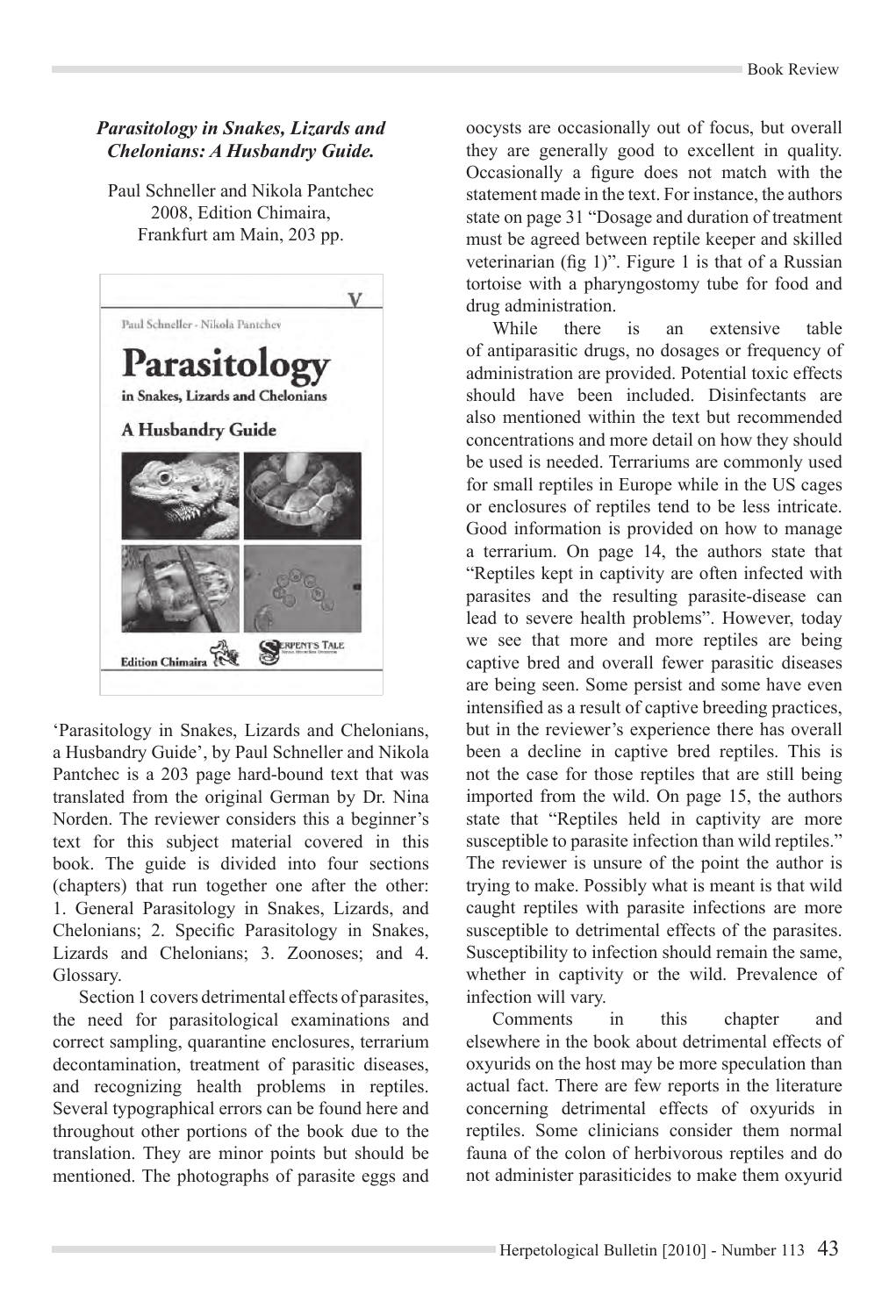***Parasitology in Snakes, Lizards and Chelonians: A Husbandry Guide.***

Paul Schneller and Nikola Pantchec
2008, Edition Chimaira,
Frankfurt am Main, 203 pp.

'Parasitology in Snakes, Lizards and Chelonians, a Husbandry Guide', by Paul Schneller and Nikola Pantchec is a 203 page hard-bound text that was translated from the original German by Dr. Nina Norden. The reviewer considers this a beginner's text for this subject material covered in this book. The guide is divided into four sections (chapters) that run together one after the other: 1. General Parasitology in Snakes, Lizards, and Chelonians; 2. Specific Parasitology in Snakes, Lizards and Chelonians; 3. Zoonoses; and 4. Glossary.

Section 1 covers detrimental effects of parasites, the need for parasitological examinations and correct sampling, quarantine enclosures, terrarium decontamination, treatment of parasitic diseases, and recognizing health problems in reptiles. Several typographical errors can be found here and throughout other portions of the book due to the translation. They are minor points but should be mentioned. The photographs of parasite eggs and oocysts are occasionally out of focus, but overall they are generally good to excellent in quality. Occasionally a figure does not match with the statement made in the text. For instance, the authors state on page 31 "Dosage and duration of treatment must be agreed between reptile keeper and skilled veterinarian (fig 1)". Figure 1 is that of a Russian tortoise with a pharyngostomy tube for food and drug administration.

While there is an extensive table of antiparasitic drugs, no dosages or frequency of administration are provided. Potential toxic effects should have been included. Disinfectants are also mentioned within the text but recommended concentrations and more detail on how they should be used is needed. Terrariums are commonly used for small reptiles in Europe while in the US cages or enclosures of reptiles tend to be less intricate. Good information is provided on how to manage a terrarium. On page 14, the authors state that "Reptiles kept in captivity are often infected with parasites and the resulting parasite-disease can lead to severe health problems". However, today we see that more and more reptiles are being captive bred and overall fewer parasitic diseases are being seen. Some persist and some have even intensified as a result of captive breeding practices, but in the reviewer's experience there has overall been a decline in captive bred reptiles. This is not the case for those reptiles that are still being imported from the wild. On page 15, the authors state that "Reptiles held in captivity are more susceptible to parasite infection than wild reptiles." The reviewer is unsure of the point the author is trying to make. Possibly what is meant is that wild caught reptiles with parasite infections are more susceptible to detrimental effects of the parasites. Susceptibility to infection should remain the same, whether in captivity or the wild. Prevalence of infection will vary.

Comments in this chapter and elsewhere in the book about detrimental effects of oxyurids on the host may be more speculation than actual fact. There are few reports in the literature concerning detrimental effects of oxyurids in reptiles. Some clinicians consider them normal fauna of the colon of herbivorous reptiles and do not administer parasiticides to make them oxyurid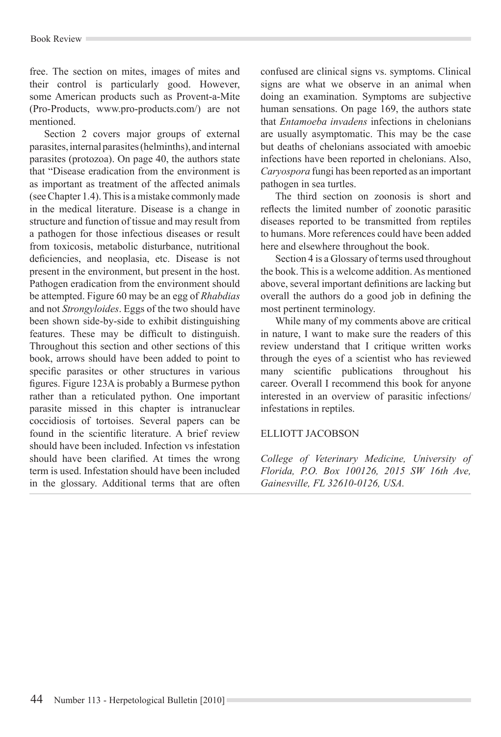free. The section on mites, images of mites and their control is particularly good. However, some American products such as Provent-a-Mite (Pro-Products, www.pro-products.com/) are not mentioned.

Section 2 covers major groups of external parasites, internal parasites (helminths), and internal parasites (protozoa). On page 40, the authors state that "Disease eradication from the environment is as important as treatment of the affected animals (see Chapter 1.4). This is a mistake commonly made in the medical literature. Disease is a change in structure and function of tissue and may result from a pathogen for those infectious diseases or result from toxicosis, metabolic disturbance, nutritional deficiencies, and neoplasia, etc. Disease is not present in the environment, but present in the host. Pathogen eradication from the environment should be attempted. Figure 60 may be an egg of *Rhabdias* and not *Strongyloides*. Eggs of the two should have been shown side-by-side to exhibit distinguishing features. These may be difficult to distinguish. Throughout this section and other sections of this book, arrows should have been added to point to specific parasites or other structures in various figures. Figure 123A is probably a Burmese python rather than a reticulated python. One important parasite missed in this chapter is intranuclear coccidiosis of tortoises. Several papers can be found in the scientific literature. A brief review should have been included. Infection vs infestation should have been clarified. At times the wrong term is used. Infestation should have been included in the glossary. Additional terms that are often confused are clinical signs vs. symptoms. Clinical signs are what we observe in an animal when doing an examination. Symptoms are subjective human sensations. On page 169, the authors state that *Entamoeba invadens* infections in chelonians are usually asymptomatic. This may be the case but deaths of chelonians associated with amoebic infections have been reported in chelonians. Also, *Caryospora* fungi has been reported as an important pathogen in sea turtles.

The third section on zoonosis is short and reflects the limited number of zoonotic parasitic diseases reported to be transmitted from reptiles to humans. More references could have been added here and elsewhere throughout the book.

Section 4 is a Glossary of terms used throughout the book. This is a welcome addition. As mentioned above, several important definitions are lacking but overall the authors do a good job in defining the most pertinent terminology.

While many of my comments above are critical in nature, I want to make sure the readers of this review understand that I critique written works through the eyes of a scientist who has reviewed many scientific publications throughout his career. Overall I recommend this book for anyone interested in an overview of parasitic infections/infestations in reptiles.

ELLIOTT JACOBSON

*College of Veterinary Medicine, University of Florida, P.O. Box 100126, 2015 SW 16th Ave, Gainesville, FL 32610-0126, USA.*